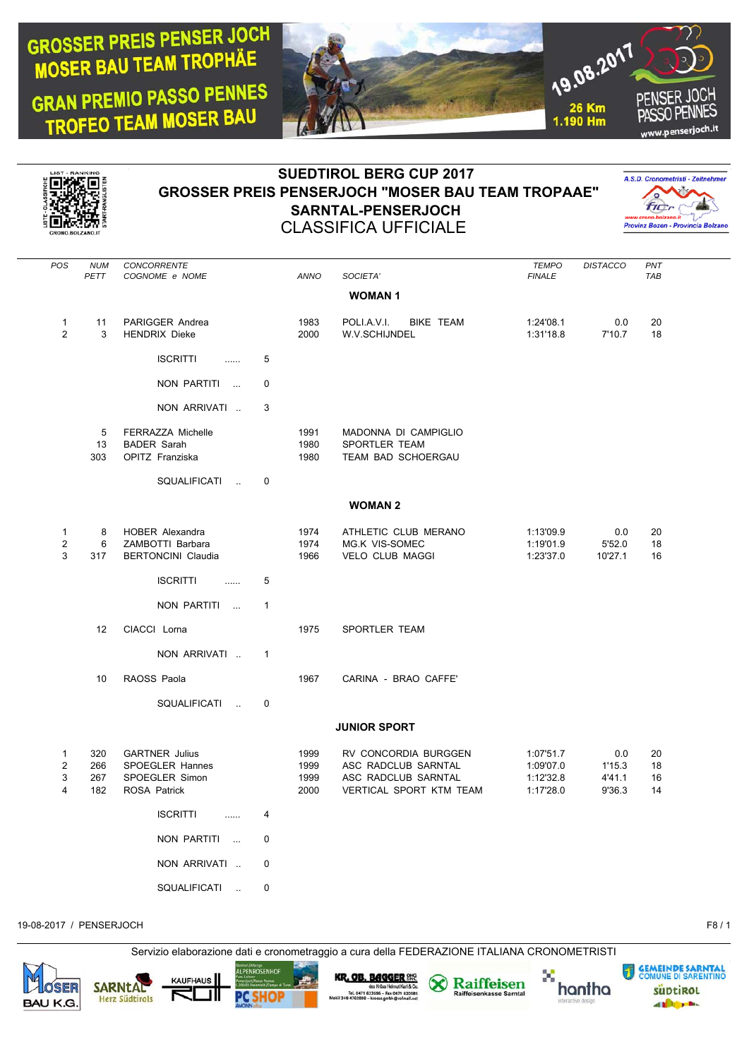GROSSER PREIS PENSER JOCH
MOSER BAU TEAM TROPHÄE

GRAN PREMIO PASSO PENNES
TROFEO TEAM MOSER BAU

19.08.2017
26 Km
1.190 Hm

PENSER JOCH
PASSO PENNES
www.penserjoch.it

# SUEDTIROL BERG CUP 2017
## GROSSER PREIS PENSERJOCH "MOSER BAU TEAM TROPAAE"
## SARNTAL-PENSERJOCH
## CLASSIFICA UFFICIALE

A.S.D. Cronometristi - Zeitnehmer
Provinz Bozen - Provincia Bolzano

| POS | NUM PETT | CONCORRENTE COGNOME e NOME | ANNO | SOCIETA' | TEMPO FINALE | DISTACCO | PNT TAB |
|---|---|---|---|---|---|---|---|
| | | **WOMAN 1** | | | | | |
| 1 | 11 | PARIGGER Andrea | 1983 | POLI.A.V.I. BIKE TEAM | 1:24'08.1 | 0.0 | 20 |
| 2 | 3 | HENDRIX Dieke | 2000 | W.V.SCHIJNDEL | 1:31'18.8 | 7'10.7 | 18 |
| | | ISCRITTI ...... 5 | | | | | |
| | | NON PARTITI ... 0 | | | | | |
| | | NON ARRIVATI .. 3 | | | | | |
| | 5 | FERRAZZA Michelle | 1991 | MADONNA DI CAMPIGLIO | | | |
| | 13 | BADER Sarah | 1980 | SPORTLER TEAM | | | |
| | 303 | OPITZ Franziska | 1980 | TEAM BAD SCHOERGAU | | | |
| | | SQUALIFICATI .. 0 | | | | | |
| | | **WOMAN 2** | | | | | |
| 1 | 8 | HOBER Alexandra | 1974 | ATHLETIC CLUB MERANO | 1:13'09.9 | 0.0 | 20 |
| 2 | 6 | ZAMBOTTI Barbara | 1974 | MG.K VIS-SOMEC | 1:19'01.9 | 5'52.0 | 18 |
| 3 | 317 | BERTONCINI Claudia | 1966 | VELO CLUB MAGGI | 1:23'37.0 | 10'27.1 | 16 |
| | | ISCRITTI ...... 5 | | | | | |
| | | NON PARTITI ... 1 | | | | | |
| | 12 | CIACCI Lorna | 1975 | SPORTLER TEAM | | | |
| | | NON ARRIVATI .. 1 | | | | | |
| | 10 | RAOSS Paola | 1967 | CARINA - BRAO CAFFE' | | | |
| | | SQUALIFICATI .. 0 | | | | | |
| | | **JUNIOR SPORT** | | | | | |
| 1 | 320 | GARTNER Julius | 1999 | RV CONCORDIA BURGGEN | 1:07'51.7 | 0.0 | 20 |
| 2 | 266 | SPOEGLER Hannes | 1999 | ASC RADCLUB SARNTAL | 1:09'07.0 | 1'15.3 | 18 |
| 3 | 267 | SPOEGLER Simon | 1999 | ASC RADCLUB SARNTAL | 1:12'32.8 | 4'41.1 | 16 |
| 4 | 182 | ROSA Patrick | 2000 | VERTICAL SPORT KTM TEAM | 1:17'28.0 | 9'36.3 | 14 |
| | | ISCRITTI ...... 4 | | | | | |
| | | NON PARTITI ... 0 | | | | | |
| | | NON ARRIVATI .. 0 | | | | | |
| | | SQUALIFICATI .. 0 | | | | | |

19-08-2017 / PENSERJOCH

Servizio elaborazione dati e cronometraggio a cura della FEDERAZIONE ITALIANA CRONOMETRISTI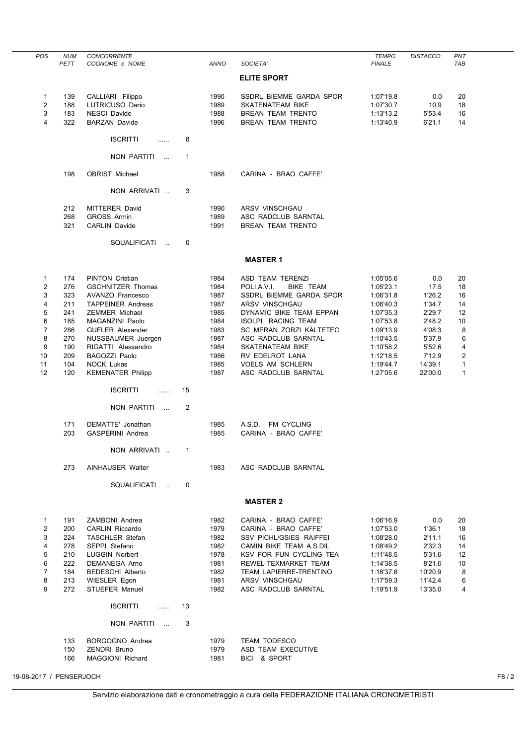| POS | NUM PETT | CONCORRENTE COGNOME e NOME | ANNO | SOCIETA' | TEMPO FINALE | DISTACCO | PNT TAB |
|---|---|---|---|---|---|---|---|
| | | | | **ELITE SPORT** | | | |
| 1 | 139 | CALLIARI Filippo | 1990 | SSDRL BIEMME GARDA SPOR | 1:07'19.8 | 0.0 | 20 |
| 2 | 188 | LUTRICUSO Dario | 1989 | SKATENATEAM BIKE | 1:07'30.7 | 10.9 | 18 |
| 3 | 183 | NESCI Davide | 1988 | BREAN TEAM TRENTO | 1:13'13.2 | 5'53.4 | 16 |
| 4 | 322 | BARZAN Davide | 1996 | BREAN TEAM TRENTO | 1:13'40.9 | 6'21.1 | 14 |
| | | ISCRITTI ...... 8 | | | | | |
| | | NON PARTITI ... 1 | | | | | |
| | 198 | OBRIST Michael | 1988 | CARINA - BRAO CAFFE' | | | |
| | | NON ARRIVATI .. 3 | | | | | |
| | 212 | MITTERER David | 1990 | ARSV VINSCHGAU | | | |
| | 268 | GROSS Armin | 1989 | ASC RADCLUB SARNTAL | | | |
| | 321 | CARLIN Davide | 1991 | BREAN TEAM TRENTO | | | |
| | | SQUALIFICATI .. 0 | | | | | |
| | | | | **MASTER 1** | | | |
| 1 | 174 | PINTON Cristian | 1984 | ASD TEAM TERENZI | 1:05'05.6 | 0.0 | 20 |
| 2 | 276 | GSCHNITZER Thomas | 1984 | POLI.A.V.I. BIKE TEAM | 1:05'23.1 | 17.5 | 18 |
| 3 | 323 | AVANZO Francesco | 1987 | SSDRL BIEMME GARDA SPOR | 1:06'31.8 | 1'26.2 | 16 |
| 4 | 211 | TAPPEINER Andreas | 1987 | ARSV VINSCHGAU | 1:06'40.3 | 1'34.7 | 14 |
| 5 | 241 | ZEMMER Michael | 1985 | DYNAMIC BIKE TEAM EPPAN | 1:07'35.3 | 2'29.7 | 12 |
| 6 | 185 | MAGANZINI Paolo | 1984 | ISOLPI RACING TEAM | 1:07'53.8 | 2'48.2 | 10 |
| 7 | 286 | GUFLER Alexander | 1983 | SC MERAN ZORZI KÄLTETEC | 1:09'13.9 | 4'08.3 | 8 |
| 8 | 270 | NUSSBAUMER Juergen | 1987 | ASC RADCLUB SARNTAL | 1:10'43.5 | 5'37.9 | 6 |
| 9 | 190 | RIGATTI Alessandro | 1984 | SKATENATEAM BIKE | 1:10'58.2 | 5'52.6 | 4 |
| 10 | 209 | BAGOZZI Paolo | 1986 | RV EDELROT LANA | 1:12'18.5 | 7'12.9 | 2 |
| 11 | 104 | NOCK Lukas | 1985 | VOELS AM SCHLERN | 1:19'44.7 | 14'39.1 | 1 |
| 12 | 120 | KEMENATER Philipp | 1987 | ASC RADCLUB SARNTAL | 1:27'05.6 | 22'00.0 | 1 |
| | | ISCRITTI ...... 15 | | | | | |
| | | NON PARTITI ... 2 | | | | | |
| | 171 | DEMATTE' Jonathan | 1985 | A.S.D. FM CYCLING | | | |
| | 203 | GASPERINI Andrea | 1985 | CARINA - BRAO CAFFE' | | | |
| | | NON ARRIVATI .. 1 | | | | | |
| | 273 | AINHAUSER Walter | 1983 | ASC RADCLUB SARNTAL | | | |
| | | SQUALIFICATI .. 0 | | | | | |
| | | | | **MASTER 2** | | | |
| 1 | 191 | ZAMBONI Andrea | 1982 | CARINA - BRAO CAFFE' | 1:06'16.9 | 0.0 | 20 |
| 2 | 200 | CARLIN Riccardo | 1979 | CARINA - BRAO CAFFE' | 1:07'53.0 | 1'36.1 | 18 |
| 3 | 224 | TASCHLER Stefan | 1982 | SSV PICHL/GSIES RAIFFEI | 1:08'28.0 | 2'11.1 | 16 |
| 4 | 278 | SEPPI Stefano | 1982 | CAMIN BIKE TEAM A.S.DIL | 1:08'49.2 | 2'32.3 | 14 |
| 5 | 210 | LUGGIN Norbert | 1978 | KSV FOR FUN CYCLING TEA | 1:11'48.5 | 5'31.6 | 12 |
| 6 | 222 | DEMANEGA Arno | 1981 | REWEL-TEXMARKET TEAM | 1:14'38.5 | 8'21.6 | 10 |
| 7 | 184 | BEDESCHI Alberto | 1982 | TEAM LAPIERRE-TRENTINO | 1:16'37.8 | 10'20.9 | 8 |
| 8 | 213 | WIESLER Egon | 1981 | ARSV VINSCHGAU | 1:17'59.3 | 11'42.4 | 6 |
| 9 | 272 | STUEFER Manuel | 1982 | ASC RADCLUB SARNTAL | 1:19'51.9 | 13'35.0 | 4 |
| | | ISCRITTI ...... 13 | | | | | |
| | | NON PARTITI ... 3 | | | | | |
| | 133 | BORGOGNO Andrea | 1979 | TEAM TODESCO | | | |
| | 150 | ZENDRI Bruno | 1979 | ASD TEAM EXECUTIVE | | | |
| | 166 | MAGGIONI Richard | 1981 | BICI & SPORT | | | |

19-08-2017 / PENSERJOCH

Servizio elaborazione dati e cronometraggio a cura della FEDERAZIONE ITALIANA CRONOMETRISTI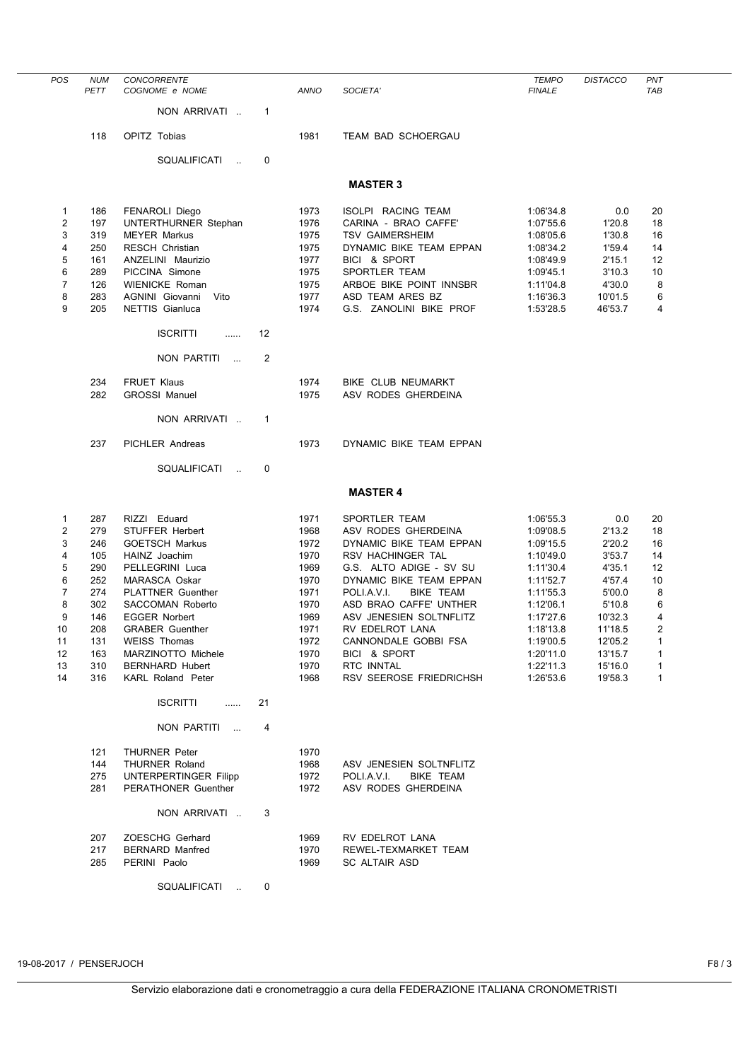| POS | NUM PETT | CONCORRENTE COGNOME e NOME | ANNO | SOCIETA' | TEMPO FINALE | DISTACCO | PNT TAB |
|---|---|---|---|---|---|---|---|
| | | NON ARRIVATI .. 1 | | | | | |
| | 118 | OPITZ Tobias | 1981 | TEAM BAD SCHOERGAU | | | |
| | | SQUALIFICATI .. 0 | | | | | |

**MASTER 3**

| POS | NUM PETT | CONCORRENTE COGNOME e NOME | ANNO | SOCIETA' | TEMPO FINALE | DISTACCO | PNT TAB |
|---|---|---|---|---|---|---|---|
| 1 | 186 | FENAROLI Diego | 1973 | ISOLPI RACING TEAM | 1:06'34.8 | 0.0 | 20 |
| 2 | 197 | UNTERTHURNER Stephan | 1976 | CARINA - BRAO CAFFE' | 1:07'55.6 | 1'20.8 | 18 |
| 3 | 319 | MEYER Markus | 1975 | TSV GAIMERSHEIM | 1:08'05.6 | 1'30.8 | 16 |
| 4 | 250 | RESCH Christian | 1975 | DYNAMIC BIKE TEAM EPPAN | 1:08'34.2 | 1'59.4 | 14 |
| 5 | 161 | ANZELINI Maurizio | 1977 | BICI & SPORT | 1:08'49.9 | 2'15.1 | 12 |
| 6 | 289 | PICCINA Simone | 1975 | SPORTLER TEAM | 1:09'45.1 | 3'10.3 | 10 |
| 7 | 126 | WIENICKE Roman | 1975 | ARBOE BIKE POINT INNSBR | 1:11'04.8 | 4'30.0 | 8 |
| 8 | 283 | AGNINI Giovanni Vito | 1977 | ASD TEAM ARES BZ | 1:16'36.3 | 10'01.5 | 6 |
| 9 | 205 | NETTIS Gianluca | 1974 | G.S. ZANOLINI BIKE PROF | 1:53'28.5 | 46'53.7 | 4 |
| | | ISCRITTI ...... 12 | | | | | |
| | | NON PARTITI ... 2 | | | | | |
| | 234 | FRUET Klaus | 1974 | BIKE CLUB NEUMARKT | | | |
| | 282 | GROSSI Manuel | 1975 | ASV RODES GHERDEINA | | | |
| | | NON ARRIVATI .. 1 | | | | | |
| | 237 | PICHLER Andreas | 1973 | DYNAMIC BIKE TEAM EPPAN | | | |
| | | SQUALIFICATI .. 0 | | | | | |

**MASTER 4**

| POS | NUM PETT | CONCORRENTE COGNOME e NOME | ANNO | SOCIETA' | TEMPO FINALE | DISTACCO | PNT TAB |
|---|---|---|---|---|---|---|---|
| 1 | 287 | RIZZI Eduard | 1971 | SPORTLER TEAM | 1:06'55.3 | 0.0 | 20 |
| 2 | 279 | STUFFER Herbert | 1968 | ASV RODES GHERDEINA | 1:09'08.5 | 2'13.2 | 18 |
| 3 | 246 | GOETSCH Markus | 1972 | DYNAMIC BIKE TEAM EPPAN | 1:09'15.5 | 2'20.2 | 16 |
| 4 | 105 | HAINZ Joachim | 1970 | RSV HACHINGER TAL | 1:10'49.0 | 3'53.7 | 14 |
| 5 | 290 | PELLEGRINI Luca | 1969 | G.S. ALTO ADIGE - SV SU | 1:11'30.4 | 4'35.1 | 12 |
| 6 | 252 | MARASCA Oskar | 1970 | DYNAMIC BIKE TEAM EPPAN | 1:11'52.7 | 4'57.4 | 10 |
| 7 | 274 | PLATTNER Guenther | 1971 | POLI.A.V.I. BIKE TEAM | 1:11'55.3 | 5'00.0 | 8 |
| 8 | 302 | SACCOMAN Roberto | 1970 | ASD BRAO CAFFE' UNTHER | 1:12'06.1 | 5'10.8 | 6 |
| 9 | 146 | EGGER Norbert | 1969 | ASV JENESIEN SOLTNFLITZ | 1:17'27.6 | 10'32.3 | 4 |
| 10 | 208 | GRABER Guenther | 1971 | RV EDELROT LANA | 1:18'13.8 | 11'18.5 | 2 |
| 11 | 131 | WEISS Thomas | 1972 | CANNONDALE GOBBI FSA | 1:19'00.5 | 12'05.2 | 1 |
| 12 | 163 | MARZINOTTO Michele | 1970 | BICI & SPORT | 1:20'11.0 | 13'15.7 | 1 |
| 13 | 310 | BERNHARD Hubert | 1970 | RTC INNTAL | 1:22'11.3 | 15'16.0 | 1 |
| 14 | 316 | KARL Roland Peter | 1968 | RSV SEEROSE FRIEDRICHSH | 1:26'53.6 | 19'58.3 | 1 |
| | | ISCRITTI ...... 21 | | | | | |
| | | NON PARTITI ... 4 | | | | | |
| | 121 | THURNER Peter | 1970 | | | | |
| | 144 | THURNER Roland | 1968 | ASV JENESIEN SOLTNFLITZ | | | |
| | 275 | UNTERPERTINGER Filipp | 1972 | POLI.A.V.I. BIKE TEAM | | | |
| | 281 | PERATHONER Guenther | 1972 | ASV RODES GHERDEINA | | | |
| | | NON ARRIVATI .. 3 | | | | | |
| | 207 | ZOESCHG Gerhard | 1969 | RV EDELROT LANA | | | |
| | 217 | BERNARD Manfred | 1970 | REWEL-TEXMARKET TEAM | | | |
| | 285 | PERINI Paolo | 1969 | SC ALTAIR ASD | | | |
| | | SQUALIFICATI .. 0 | | | | | |

19-08-2017 / PENSERJOCH

Servizio elaborazione dati e cronometraggio a cura della FEDERAZIONE ITALIANA CRONOMETRISTI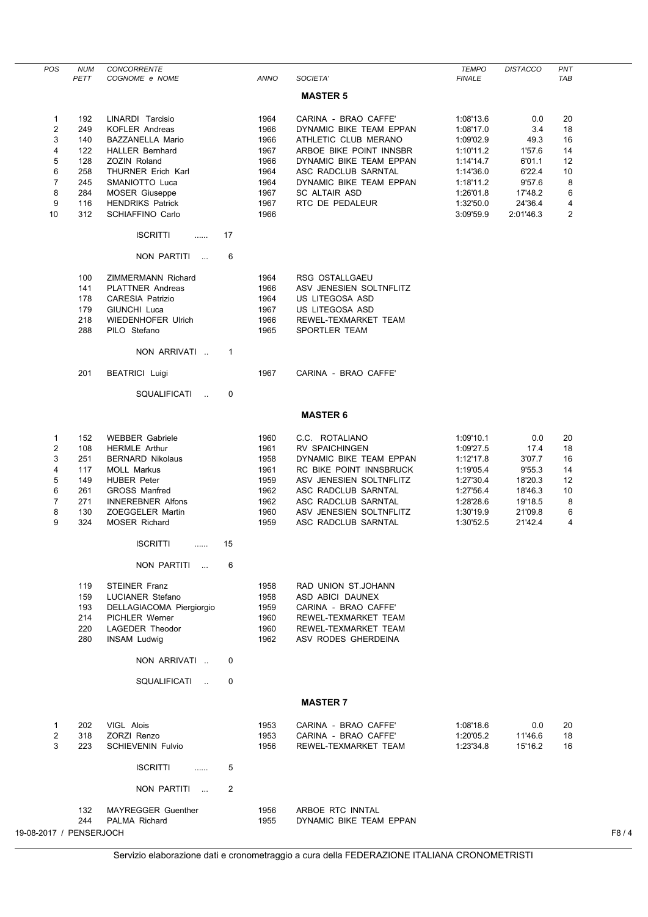| POS | NUM PETT | CONCORRENTE COGNOME e NOME | ANNO | SOCIETA' | TEMPO FINALE | DISTACCO | PNT TAB |
|---|---|---|---|---|---|---|---|

## MASTER 5

| POS | NUM PETT | COGNOME e NOME | ANNO | SOCIETA' | TEMPO FINALE | DISTACCO | PNT TAB |
|---|---|---|---|---|---|---|---|
| 1 | 192 | LINARDI Tarcisio | 1964 | CARINA - BRAO CAFFE' | 1:08'13.6 | 0.0 | 20 |
| 2 | 249 | KOFLER Andreas | 1966 | DYNAMIC BIKE TEAM EPPAN | 1:08'17.0 | 3.4 | 18 |
| 3 | 140 | BAZZANELLA Mario | 1966 | ATHLETIC CLUB MERANO | 1:09'02.9 | 49.3 | 16 |
| 4 | 122 | HALLER Bernhard | 1967 | ARBOE BIKE POINT INNSBR | 1:10'11.2 | 1'57.6 | 14 |
| 5 | 128 | ZOZIN Roland | 1966 | DYNAMIC BIKE TEAM EPPAN | 1:14'14.7 | 6'01.1 | 12 |
| 6 | 258 | THURNER Erich Karl | 1964 | ASC RADCLUB SARNTAL | 1:14'36.0 | 6'22.4 | 10 |
| 7 | 245 | SMANIOTTO Luca | 1964 | DYNAMIC BIKE TEAM EPPAN | 1:18'11.2 | 9'57.6 | 8 |
| 8 | 284 | MOSER Giuseppe | 1967 | SC ALTAIR ASD | 1:26'01.8 | 17'48.2 | 6 |
| 9 | 116 | HENDRIKS Patrick | 1967 | RTC DE PEDALEUR | 1:32'50.0 | 24'36.4 | 4 |
| 10 | 312 | SCHIAFFINO Carlo | 1966 | | 3:09'59.9 | 2:01'46.3 | 2 |

ISCRITTI ...... 17

NON PARTITI ... 6

| NUM PETT | COGNOME e NOME | ANNO | SOCIETA' |
|---|---|---|---|
| 100 | ZIMMERMANN Richard | 1964 | RSG OSTALLGAEU |
| 141 | PLATTNER Andreas | 1966 | ASV JENESIEN SOLTNFLITZ |
| 178 | CARESIA Patrizio | 1964 | US LITEGOSA ASD |
| 179 | GIUNCHI Luca | 1967 | US LITEGOSA ASD |
| 218 | WIEDENHOFER Ulrich | 1966 | REWEL-TEXMARKET TEAM |
| 288 | PILO Stefano | 1965 | SPORTLER TEAM |

NON ARRIVATI .. 1

| NUM PETT | COGNOME e NOME | ANNO | SOCIETA' |
|---|---|---|---|
| 201 | BEATRICI Luigi | 1967 | CARINA - BRAO CAFFE' |

SQUALIFICATI .. 0

## MASTER 6

| POS | NUM PETT | COGNOME e NOME | ANNO | SOCIETA' | TEMPO FINALE | DISTACCO | PNT TAB |
|---|---|---|---|---|---|---|---|
| 1 | 152 | WEBBER Gabriele | 1960 | C.C. ROTALIANO | 1:09'10.1 | 0.0 | 20 |
| 2 | 108 | HERMLE Arthur | 1961 | RV SPAICHINGEN | 1:09'27.5 | 17.4 | 18 |
| 3 | 251 | BERNARD Nikolaus | 1958 | DYNAMIC BIKE TEAM EPPAN | 1:12'17.8 | 3'07.7 | 16 |
| 4 | 117 | MOLL Markus | 1961 | RC BIKE POINT INNSBRUCK | 1:19'05.4 | 9'55.3 | 14 |
| 5 | 149 | HUBER Peter | 1959 | ASV JENESIEN SOLTNFLITZ | 1:27'30.4 | 18'20.3 | 12 |
| 6 | 261 | GROSS Manfred | 1962 | ASC RADCLUB SARNTAL | 1:27'56.4 | 18'46.3 | 10 |
| 7 | 271 | INNEREBNER Alfons | 1962 | ASC RADCLUB SARNTAL | 1:28'28.6 | 19'18.5 | 8 |
| 8 | 130 | ZOEGGELER Martin | 1960 | ASV JENESIEN SOLTNFLITZ | 1:30'19.9 | 21'09.8 | 6 |
| 9 | 324 | MOSER Richard | 1959 | ASC RADCLUB SARNTAL | 1:30'52.5 | 21'42.4 | 4 |

ISCRITTI ...... 15

NON PARTITI ... 6

| NUM PETT | COGNOME e NOME | ANNO | SOCIETA' |
|---|---|---|---|
| 119 | STEINER Franz | 1958 | RAD UNION ST.JOHANN |
| 159 | LUCIANER Stefano | 1958 | ASD ABICI DAUNEX |
| 193 | DELLAGIACOMA Piergiorgio | 1959 | CARINA - BRAO CAFFE' |
| 214 | PICHLER Werner | 1960 | REWEL-TEXMARKET TEAM |
| 220 | LAGEDER Theodor | 1960 | REWEL-TEXMARKET TEAM |
| 280 | INSAM Ludwig | 1962 | ASV RODES GHERDEINA |

NON ARRIVATI .. 0

SQUALIFICATI .. 0

## MASTER 7

| POS | NUM PETT | COGNOME e NOME | ANNO | SOCIETA' | TEMPO FINALE | DISTACCO | PNT TAB |
|---|---|---|---|---|---|---|---|
| 1 | 202 | VIGL Alois | 1953 | CARINA - BRAO CAFFE' | 1:08'18.6 | 0.0 | 20 |
| 2 | 318 | ZORZI Renzo | 1953 | CARINA - BRAO CAFFE' | 1:20'05.2 | 11'46.6 | 18 |
| 3 | 223 | SCHIEVENIN Fulvio | 1956 | REWEL-TEXMARKET TEAM | 1:23'34.8 | 15'16.2 | 16 |

ISCRITTI ...... 5

NON PARTITI ... 2

| NUM PETT | COGNOME e NOME | ANNO | SOCIETA' |
|---|---|---|---|
| 132 | MAYREGGER Guenther | 1956 | ARBOE RTC INNTAL |
| 244 | PALMA Richard | 1955 | DYNAMIC BIKE TEAM EPPAN |

19-08-2017 / PENSERJOCH

Servizio elaborazione dati e cronometraggio a cura della FEDERAZIONE ITALIANA CRONOMETRISTI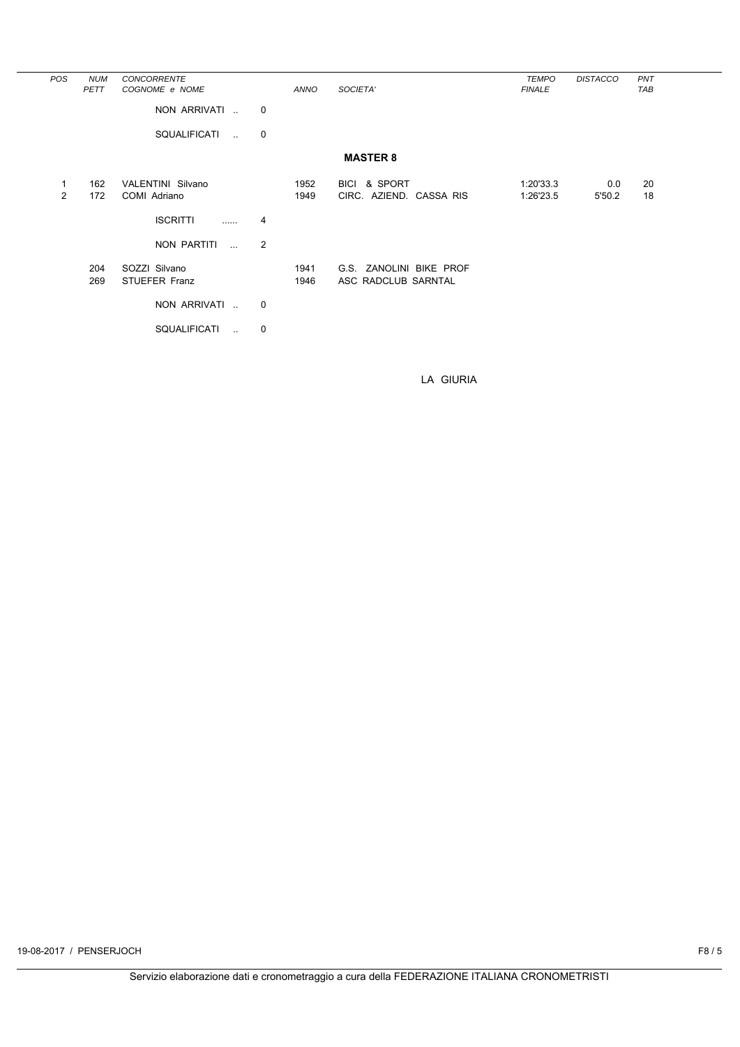| POS | NUM PETT | CONCORRENTE COGNOME e NOME | ANNO | SOCIETA' | TEMPO FINALE | DISTACCO | PNT TAB |
|---|---|---|---|---|---|---|---|
| | | NON ARRIVATI .. 0 | | | | | |
| | | SQUALIFICATI .. 0 | | | | | |

### MASTER 8

| POS | NUM PETT | CONCORRENTE COGNOME e NOME | ANNO | SOCIETA' | TEMPO FINALE | DISTACCO | PNT TAB |
|---|---|---|---|---|---|---|---|
| 1 | 162 | VALENTINI Silvano | 1952 | BICI & SPORT | 1:20'33.3 | 0.0 | 20 |
| 2 | 172 | COMI Adriano | 1949 | CIRC. AZIEND. CASSA RIS | 1:26'23.5 | 5'50.2 | 18 |
| | | ISCRITTI ...... 4 | | | | | |
| | | NON PARTITI ... 2 | | | | | |
| | 204 | SOZZI Silvano | 1941 | G.S. ZANOLINI BIKE PROF | | | |
| | 269 | STUEFER Franz | 1946 | ASC RADCLUB SARNTAL | | | |
| | | NON ARRIVATI .. 0 | | | | | |
| | | SQUALIFICATI .. 0 | | | | | |

LA GIURIA

19-08-2017 / PENSERJOCH

Servizio elaborazione dati e cronometraggio a cura della FEDERAZIONE ITALIANA CRONOMETRISTI